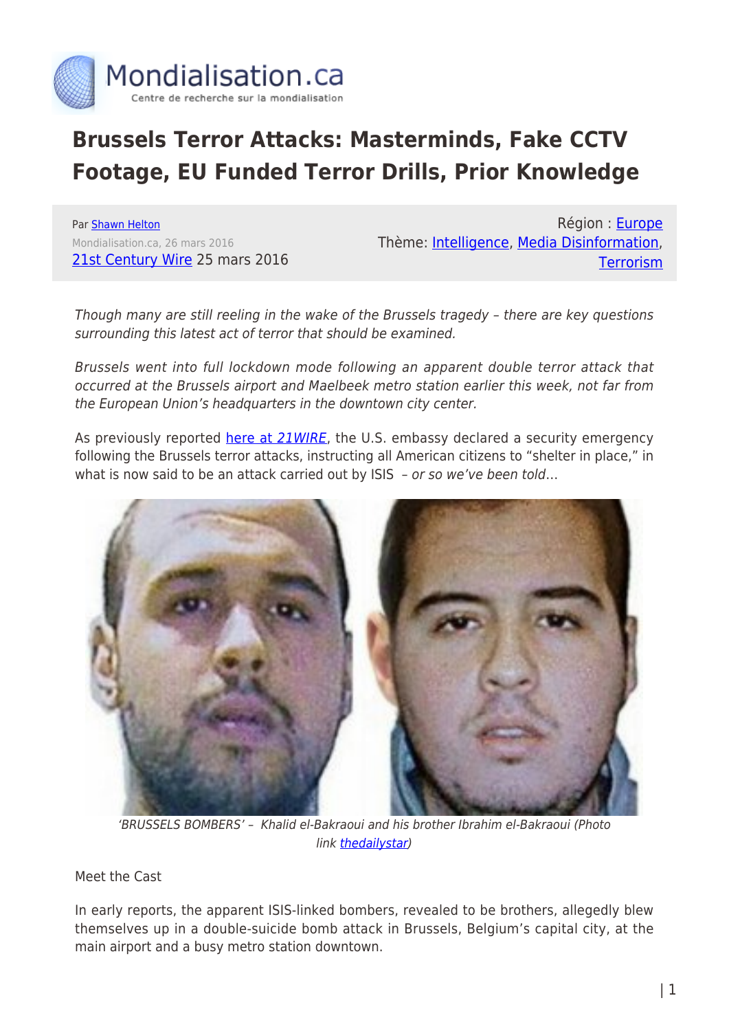# Brussels Terror Attacks: Masterminds, Fake CCTV Footage, EU Funded Terror Drills, Prior Knowledge

Par [Shawn Helton](#)
Mondialisation.ca, 26 mars 2016
[21st Century Wire](#) 25 mars 2016

Région : [Europe](#)
Thème: [Intelligence](#), [Media Disinformation](#), [Terrorism](#)

*Though many are still reeling in the wake of the Brussels tragedy – there are key questions surrounding this latest act of terror that should be examined.*

*Brussels went into full lockdown mode following an apparent double terror attack that occurred at the Brussels airport and Maelbeek metro station earlier this week, not far from the European Union's headquarters in the downtown city center.*

As previously reported [here at *21WIRE*](#), the U.S. embassy declared a security emergency following the Brussels terror attacks, instructing all American citizens to "shelter in place," in what is now said to be an attack carried out by ISIS *– or so we've been told…*

*'BRUSSELS BOMBERS' – Khalid el-Bakraoui and his brother Ibrahim el-Bakraoui (Photo link [thedailystar](#))*

Meet the Cast

In early reports, the apparent ISIS-linked bombers, revealed to be brothers, allegedly blew themselves up in a double-suicide bomb attack in Brussels, Belgium's capital city, at the main airport and a busy metro station downtown.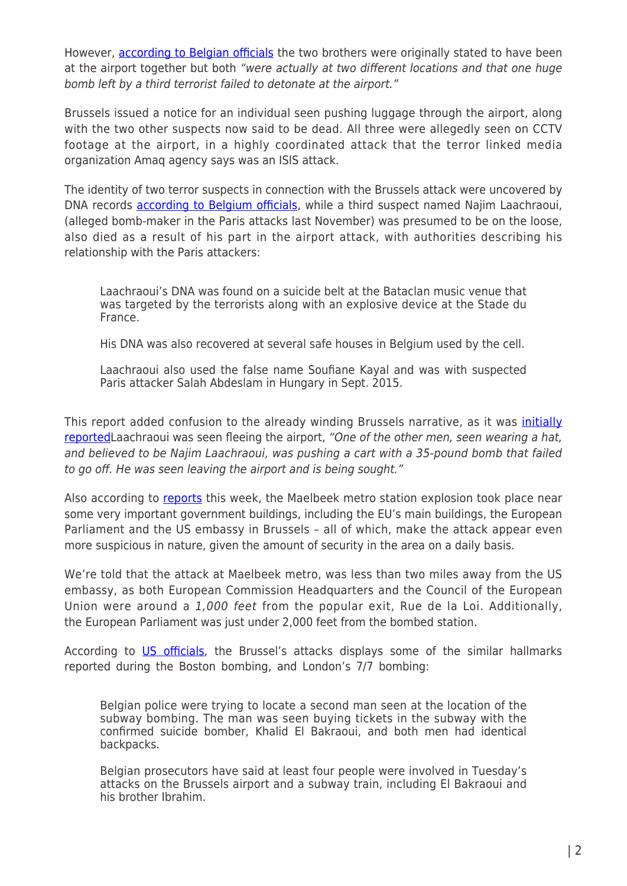However, according to Belgian officials the two brothers were originally stated to have been at the airport together but both *"were actually at two different locations and that one huge bomb left by a third terrorist failed to detonate at the airport."*

Brussels issued a notice for an individual seen pushing luggage through the airport, along with the two other suspects now said to be dead. All three were allegedly seen on CCTV footage at the airport, in a highly coordinated attack that the terror linked media organization Amaq agency says was an ISIS attack.

The identity of two terror suspects in connection with the Brussels attack were uncovered by DNA records according to Belgium officials, while a third suspect named Najim Laachraoui, (alleged bomb-maker in the Paris attacks last November) was presumed to be on the loose, also died as a result of his part in the airport attack, with authorities describing his relationship with the Paris attackers:

> Laachraoui's DNA was found on a suicide belt at the Bataclan music venue that was targeted by the terrorists along with an explosive device at the Stade du France.
>
> His DNA was also recovered at several safe houses in Belgium used by the cell.
>
> Laachraoui also used the false name Soufiane Kayal and was with suspected Paris attacker Salah Abdeslam in Hungary in Sept. 2015.

This report added confusion to the already winding Brussels narrative, as it was initially reportedLaachraoui was seen fleeing the airport, *"One of the other men, seen wearing a hat, and believed to be Najim Laachraoui, was pushing a cart with a 35-pound bomb that failed to go off. He was seen leaving the airport and is being sought."*

Also according to reports this week, the Maelbeek metro station explosion took place near some very important government buildings, including the EU's main buildings, the European Parliament and the US embassy in Brussels – all of which, make the attack appear even more suspicious in nature, given the amount of security in the area on a daily basis.

We're told that the attack at Maelbeek metro, was less than two miles away from the US embassy, as both European Commission Headquarters and the Council of the European Union were around a *1,000 feet* from the popular exit, Rue de la Loi. Additionally, the European Parliament was just under 2,000 feet from the bombed station.

According to US officials, the Brussel's attacks displays some of the similar hallmarks reported during the Boston bombing, and London's 7/7 bombing:

> Belgian police were trying to locate a second man seen at the location of the subway bombing. The man was seen buying tickets in the subway with the confirmed suicide bomber, Khalid El Bakraoui, and both men had identical backpacks.
>
> Belgian prosecutors have said at least four people were involved in Tuesday's attacks on the Brussels airport and a subway train, including El Bakraoui and his brother Ibrahim.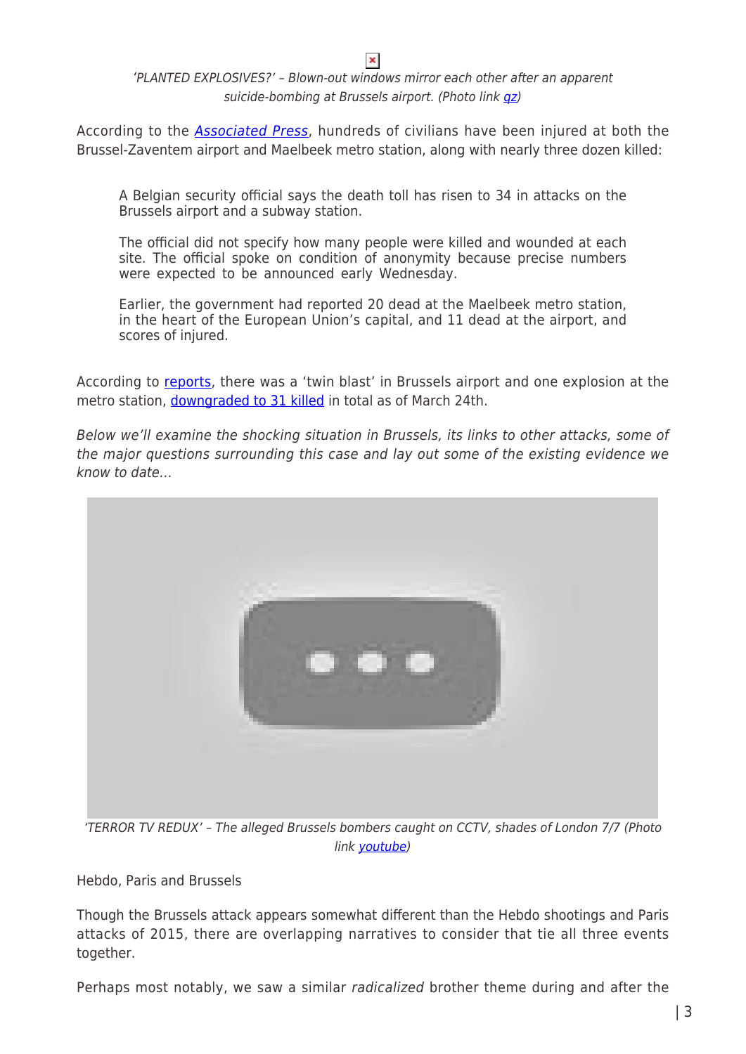*'PLANTED EXPLOSIVES?' – Blown-out windows mirror each other after an apparent suicide-bombing at Brussels airport. (Photo link qz)*

According to the *Associated Press*, hundreds of civilians have been injured at both the Brussel-Zaventem airport and Maelbeek metro station, along with nearly three dozen killed:

> A Belgian security official says the death toll has risen to 34 in attacks on the Brussels airport and a subway station.
>
> The official did not specify how many people were killed and wounded at each site. The official spoke on condition of anonymity because precise numbers were expected to be announced early Wednesday.
>
> Earlier, the government had reported 20 dead at the Maelbeek metro station, in the heart of the European Union's capital, and 11 dead at the airport, and scores of injured.

According to reports, there was a 'twin blast' in Brussels airport and one explosion at the metro station, downgraded to 31 killed in total as of March 24th.

*Below we'll examine the shocking situation in Brussels, its links to other attacks, some of the major questions surrounding this case and lay out some of the existing evidence we know to date…*

*'TERROR TV REDUX' – The alleged Brussels bombers caught on CCTV, shades of London 7/7 (Photo link youtube)*

Hebdo, Paris and Brussels

Though the Brussels attack appears somewhat different than the Hebdo shootings and Paris attacks of 2015, there are overlapping narratives to consider that tie all three events together.

Perhaps most notably, we saw a similar *radicalized* brother theme during and after the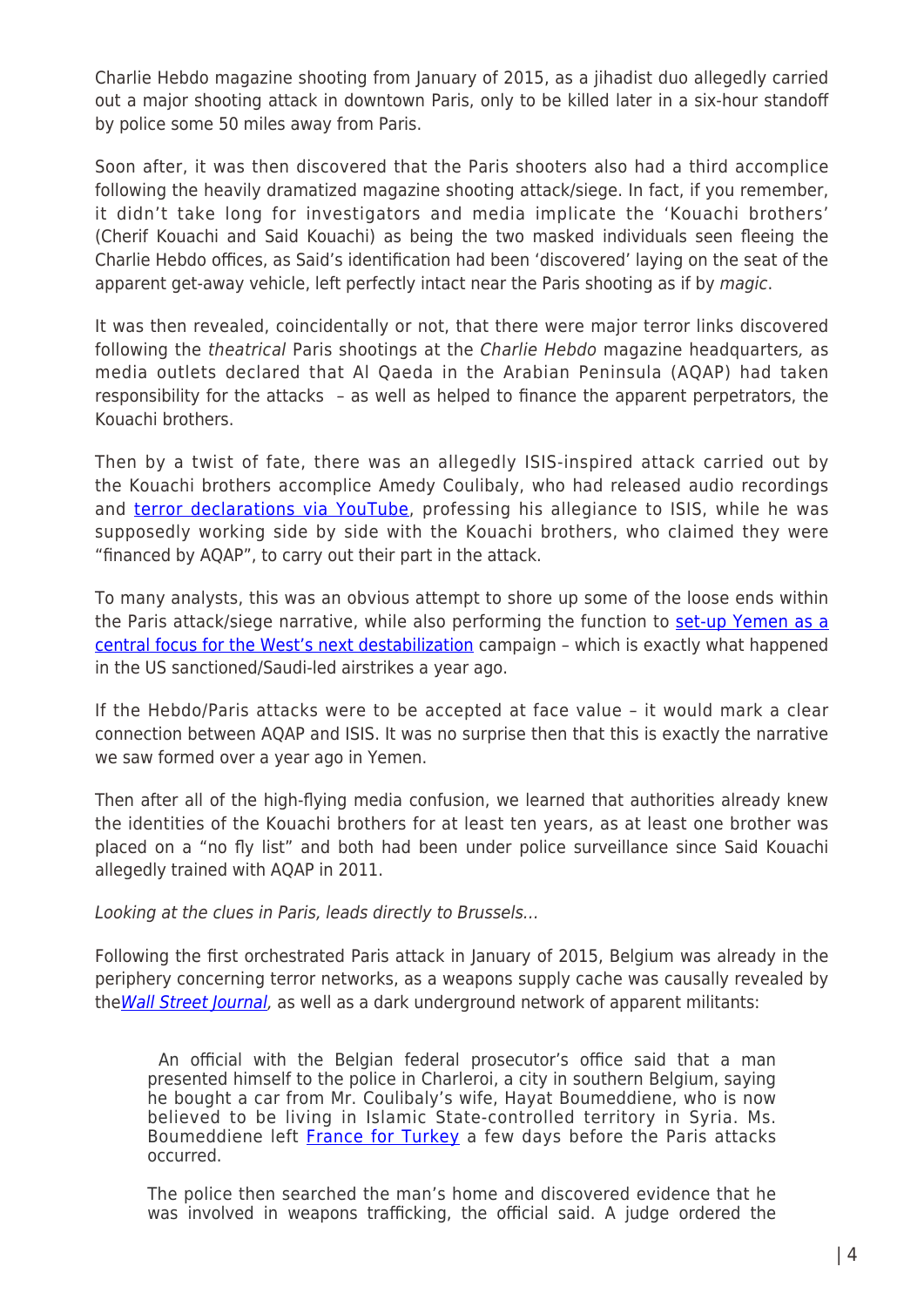Charlie Hebdo magazine shooting from January of 2015, as a jihadist duo allegedly carried out a major shooting attack in downtown Paris, only to be killed later in a six-hour standoff by police some 50 miles away from Paris.

Soon after, it was then discovered that the Paris shooters also had a third accomplice following the heavily dramatized magazine shooting attack/siege. In fact, if you remember, it didn't take long for investigators and media implicate the 'Kouachi brothers' (Cherif Kouachi and Said Kouachi) as being the two masked individuals seen fleeing the Charlie Hebdo offices, as Said's identification had been 'discovered' laying on the seat of the apparent get-away vehicle, left perfectly intact near the Paris shooting as if by *magic*.

It was then revealed, coincidentally or not, that there were major terror links discovered following the *theatrical* Paris shootings at the *Charlie Hebdo* magazine headquarters, as media outlets declared that Al Qaeda in the Arabian Peninsula (AQAP) had taken responsibility for the attacks – as well as helped to finance the apparent perpetrators, the Kouachi brothers.

Then by a twist of fate, there was an allegedly ISIS-inspired attack carried out by the Kouachi brothers accomplice Amedy Coulibaly, who had released audio recordings and [terror declarations via YouTube](), professing his allegiance to ISIS, while he was supposedly working side by side with the Kouachi brothers, who claimed they were "financed by AQAP", to carry out their part in the attack.

To many analysts, this was an obvious attempt to shore up some of the loose ends within the Paris attack/siege narrative, while also performing the function to [set-up Yemen as a central focus for the West's next destabilization]() campaign – which is exactly what happened in the US sanctioned/Saudi-led airstrikes a year ago.

If the Hebdo/Paris attacks were to be accepted at face value – it would mark a clear connection between AQAP and ISIS. It was no surprise then that this is exactly the narrative we saw formed over a year ago in Yemen.

Then after all of the high-flying media confusion, we learned that authorities already knew the identities of the Kouachi brothers for at least ten years, as at least one brother was placed on a "no fly list" and both had been under police surveillance since Said Kouachi allegedly trained with AQAP in 2011.

*Looking at the clues in Paris, leads directly to Brussels…*

Following the first orchestrated Paris attack in January of 2015, Belgium was already in the periphery concerning terror networks, as a weapons supply cache was causally revealed by the[*Wall Street Journal*](), as well as a dark underground network of apparent militants:

> An official with the Belgian federal prosecutor's office said that a man presented himself to the police in Charleroi, a city in southern Belgium, saying he bought a car from Mr. Coulibaly's wife, Hayat Boumeddiene, who is now believed to be living in Islamic State-controlled territory in Syria. Ms. Boumeddiene left [France for Turkey]() a few days before the Paris attacks occurred.
>
> The police then searched the man's home and discovered evidence that he was involved in weapons trafficking, the official said. A judge ordered the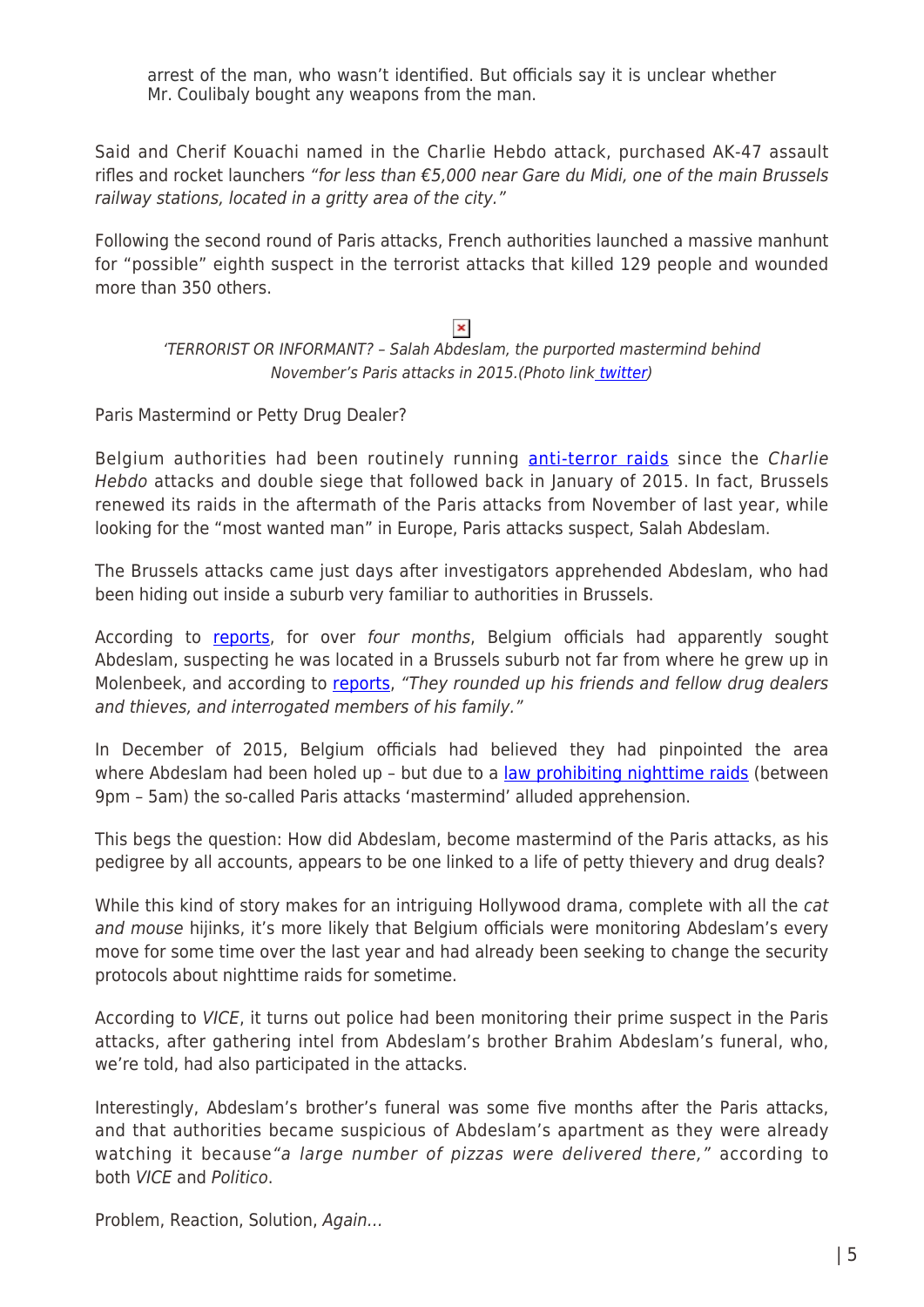arrest of the man, who wasn't identified. But officials say it is unclear whether Mr. Coulibaly bought any weapons from the man.

Said and Cherif Kouachi named in the Charlie Hebdo attack, purchased AK-47 assault rifles and rocket launchers *"for less than €5,000 near Gare du Midi, one of the main Brussels railway stations, located in a gritty area of the city."*

Following the second round of Paris attacks, French authorities launched a massive manhunt for "possible" eighth suspect in the terrorist attacks that killed 129 people and wounded more than 350 others.

*'TERRORIST OR INFORMANT? – Salah Abdeslam, the purported mastermind behind November's Paris attacks in 2015.(Photo link twitter)*

Paris Mastermind or Petty Drug Dealer?

Belgium authorities had been routinely running anti-terror raids since the *Charlie Hebdo* attacks and double siege that followed back in January of 2015. In fact, Brussels renewed its raids in the aftermath of the Paris attacks from November of last year, while looking for the "most wanted man" in Europe, Paris attacks suspect, Salah Abdeslam.

The Brussels attacks came just days after investigators apprehended Abdeslam, who had been hiding out inside a suburb very familiar to authorities in Brussels.

According to reports, for over *four months*, Belgium officials had apparently sought Abdeslam, suspecting he was located in a Brussels suburb not far from where he grew up in Molenbeek, and according to reports, *"They rounded up his friends and fellow drug dealers and thieves, and interrogated members of his family."*

In December of 2015, Belgium officials had believed they had pinpointed the area where Abdeslam had been holed up – but due to a law prohibiting nighttime raids (between 9pm – 5am) the so-called Paris attacks 'mastermind' alluded apprehension.

This begs the question: How did Abdeslam, become mastermind of the Paris attacks, as his pedigree by all accounts, appears to be one linked to a life of petty thievery and drug deals?

While this kind of story makes for an intriguing Hollywood drama, complete with all the *cat and mouse* hijinks, it's more likely that Belgium officials were monitoring Abdeslam's every move for some time over the last year and had already been seeking to change the security protocols about nighttime raids for sometime.

According to *VICE*, it turns out police had been monitoring their prime suspect in the Paris attacks, after gathering intel from Abdeslam's brother Brahim Abdeslam's funeral, who, we're told, had also participated in the attacks.

Interestingly, Abdeslam's brother's funeral was some five months after the Paris attacks, and that authorities became suspicious of Abdeslam's apartment as they were already watching it because*"a large number of pizzas were delivered there,"* according to both *VICE* and *Politico*.

Problem, Reaction, Solution, *Again…*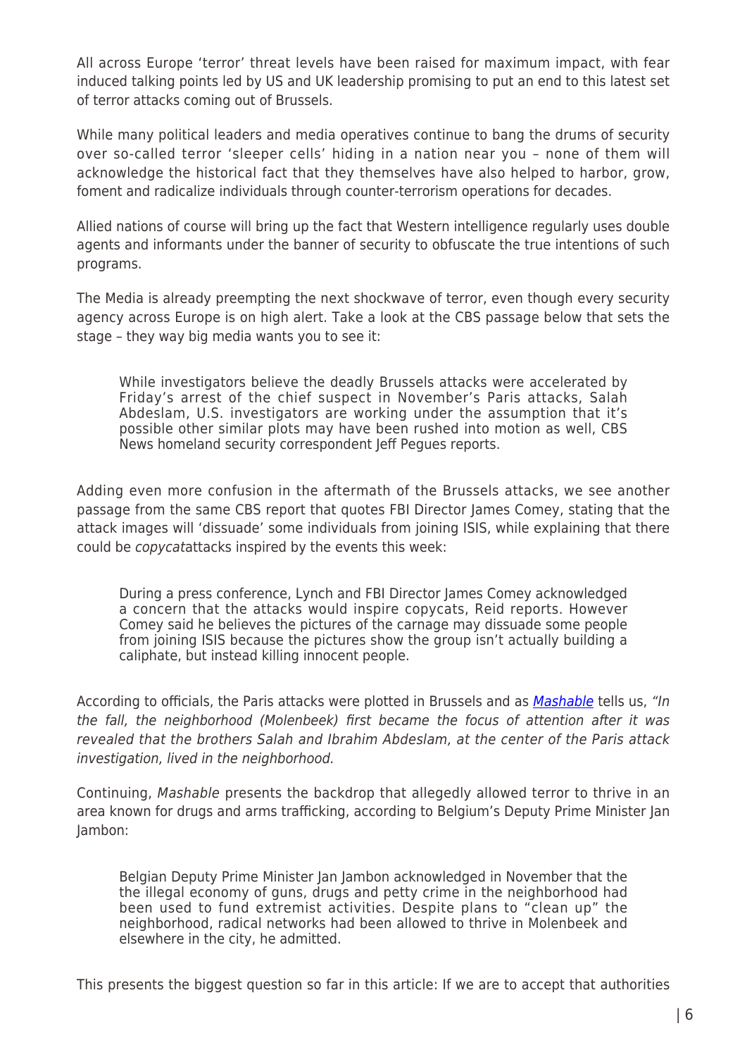All across Europe 'terror' threat levels have been raised for maximum impact, with fear induced talking points led by US and UK leadership promising to put an end to this latest set of terror attacks coming out of Brussels.

While many political leaders and media operatives continue to bang the drums of security over so-called terror 'sleeper cells' hiding in a nation near you – none of them will acknowledge the historical fact that they themselves have also helped to harbor, grow, foment and radicalize individuals through counter-terrorism operations for decades.

Allied nations of course will bring up the fact that Western intelligence regularly uses double agents and informants under the banner of security to obfuscate the true intentions of such programs.

The Media is already preempting the next shockwave of terror, even though every security agency across Europe is on high alert. Take a look at the CBS passage below that sets the stage – they way big media wants you to see it:

> While investigators believe the deadly Brussels attacks were accelerated by Friday's arrest of the chief suspect in November's Paris attacks, Salah Abdeslam, U.S. investigators are working under the assumption that it's possible other similar plots may have been rushed into motion as well, CBS News homeland security correspondent Jeff Pegues reports.

Adding even more confusion in the aftermath of the Brussels attacks, we see another passage from the same CBS report that quotes FBI Director James Comey, stating that the attack images will 'dissuade' some individuals from joining ISIS, while explaining that there could be *copycat*attacks inspired by the events this week:

> During a press conference, Lynch and FBI Director James Comey acknowledged a concern that the attacks would inspire copycats, Reid reports. However Comey said he believes the pictures of the carnage may dissuade some people from joining ISIS because the pictures show the group isn't actually building a caliphate, but instead killing innocent people.

According to officials, the Paris attacks were plotted in Brussels and as [Mashable](Mashable) tells us, *"In the fall, the neighborhood (Molenbeek) first became the focus of attention after it was revealed that the brothers Salah and Ibrahim Abdeslam, at the center of the Paris attack investigation, lived in the neighborhood.*

Continuing, *Mashable* presents the backdrop that allegedly allowed terror to thrive in an area known for drugs and arms trafficking, according to Belgium's Deputy Prime Minister Jan Jambon:

> Belgian Deputy Prime Minister Jan Jambon acknowledged in November that the the illegal economy of guns, drugs and petty crime in the neighborhood had been used to fund extremist activities. Despite plans to "clean up" the neighborhood, radical networks had been allowed to thrive in Molenbeek and elsewhere in the city, he admitted.

This presents the biggest question so far in this article: If we are to accept that authorities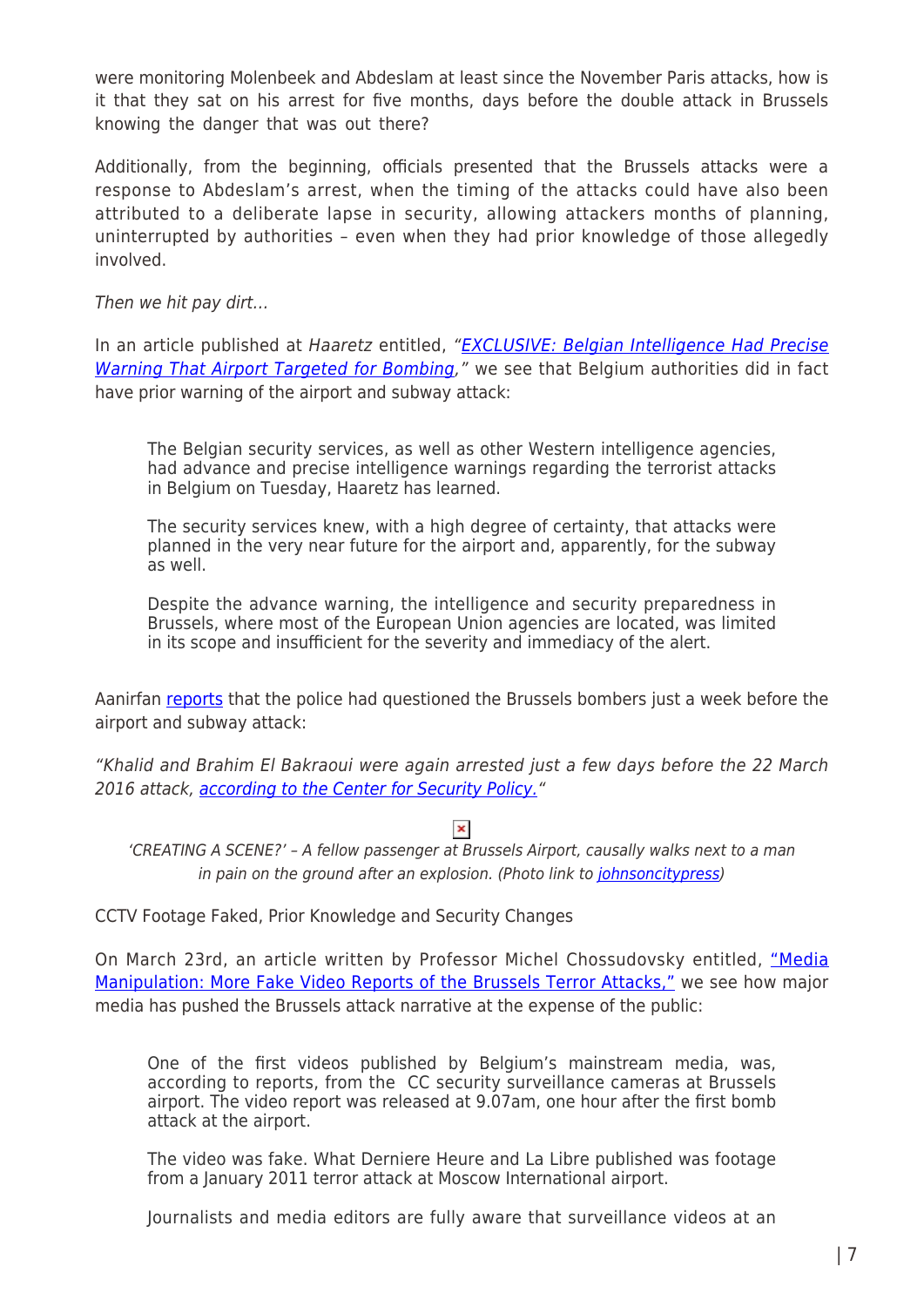were monitoring Molenbeek and Abdeslam at least since the November Paris attacks, how is it that they sat on his arrest for five months, days before the double attack in Brussels knowing the danger that was out there?

Additionally, from the beginning, officials presented that the Brussels attacks were a response to Abdeslam's arrest, when the timing of the attacks could have also been attributed to a deliberate lapse in security, allowing attackers months of planning, uninterrupted by authorities – even when they had prior knowledge of those allegedly involved.

*Then we hit pay dirt…*

In an article published at *Haaretz* entitled, "*EXCLUSIVE: Belgian Intelligence Had Precise Warning That Airport Targeted for Bombing*," we see that Belgium authorities did in fact have prior warning of the airport and subway attack:

> The Belgian security services, as well as other Western intelligence agencies, had advance and precise intelligence warnings regarding the terrorist attacks in Belgium on Tuesday, Haaretz has learned.
>
> The security services knew, with a high degree of certainty, that attacks were planned in the very near future for the airport and, apparently, for the subway as well.
>
> Despite the advance warning, the intelligence and security preparedness in Brussels, where most of the European Union agencies are located, was limited in its scope and insufficient for the severity and immediacy of the alert.

Aanirfan reports that the police had questioned the Brussels bombers just a week before the airport and subway attack:

*"Khalid and Brahim El Bakraoui were again arrested just a few days before the 22 March 2016 attack, according to the Center for Security Policy."*

*'CREATING A SCENE?' – A fellow passenger at Brussels Airport, causally walks next to a man in pain on the ground after an explosion. (Photo link to johnsoncitypress)*

CCTV Footage Faked, Prior Knowledge and Security Changes

On March 23rd, an article written by Professor Michel Chossudovsky entitled, "Media Manipulation: More Fake Video Reports of the Brussels Terror Attacks," we see how major media has pushed the Brussels attack narrative at the expense of the public:

> One of the first videos published by Belgium's mainstream media, was, according to reports, from the CC security surveillance cameras at Brussels airport. The video report was released at 9.07am, one hour after the first bomb attack at the airport.
>
> The video was fake. What Derniere Heure and La Libre published was footage from a January 2011 terror attack at Moscow International airport.
>
> Journalists and media editors are fully aware that surveillance videos at an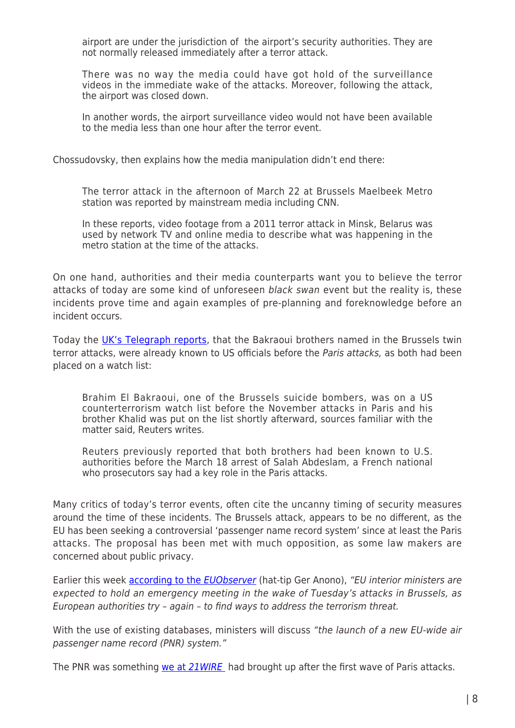> airport are under the jurisdiction of the airport's security authorities. They are not normally released immediately after a terror attack.
>
> There was no way the media could have got hold of the surveillance videos in the immediate wake of the attacks. Moreover, following the attack, the airport was closed down.
>
> In another words, the airport surveillance video would not have been available to the media less than one hour after the terror event.

Chossudovsky, then explains how the media manipulation didn't end there:

> The terror attack in the afternoon of March 22 at Brussels Maelbeek Metro station was reported by mainstream media including CNN.
>
> In these reports, video footage from a 2011 terror attack in Minsk, Belarus was used by network TV and online media to describe what was happening in the metro station at the time of the attacks.

On one hand, authorities and their media counterparts want you to believe the terror attacks of today are some kind of unforeseen *black swan* event but the reality is, these incidents prove time and again examples of pre-planning and foreknowledge before an incident occurs.

Today the [UK's Telegraph reports](), that the Bakraoui brothers named in the Brussels twin terror attacks, were already known to US officials before the *Paris attacks,* as both had been placed on a watch list:

> Brahim El Bakraoui, one of the Brussels suicide bombers, was on a US counterterrorism watch list before the November attacks in Paris and his brother Khalid was put on the list shortly afterward, sources familiar with the matter said, Reuters writes.
>
> Reuters previously reported that both brothers had been known to U.S. authorities before the March 18 arrest of Salah Abdeslam, a French national who prosecutors say had a key role in the Paris attacks.

Many critics of today's terror events, often cite the uncanny timing of security measures around the time of these incidents. The Brussels attack, appears to be no different, as the EU has been seeking a controversial 'passenger name record system' since at least the Paris attacks. The proposal has been met with much opposition, as some law makers are concerned about public privacy.

Earlier this week [according to the *EUObserver*]() (hat-tip Ger Anono), *"EU interior ministers are expected to hold an emergency meeting in the wake of Tuesday's attacks in Brussels, as European authorities try – again – to find ways to address the terrorism threat.*

With the use of existing databases, ministers will discuss *"the launch of a new EU-wide air passenger name record (PNR) system."*

The PNR was something [we at *21WIRE*]() had brought up after the first wave of Paris attacks.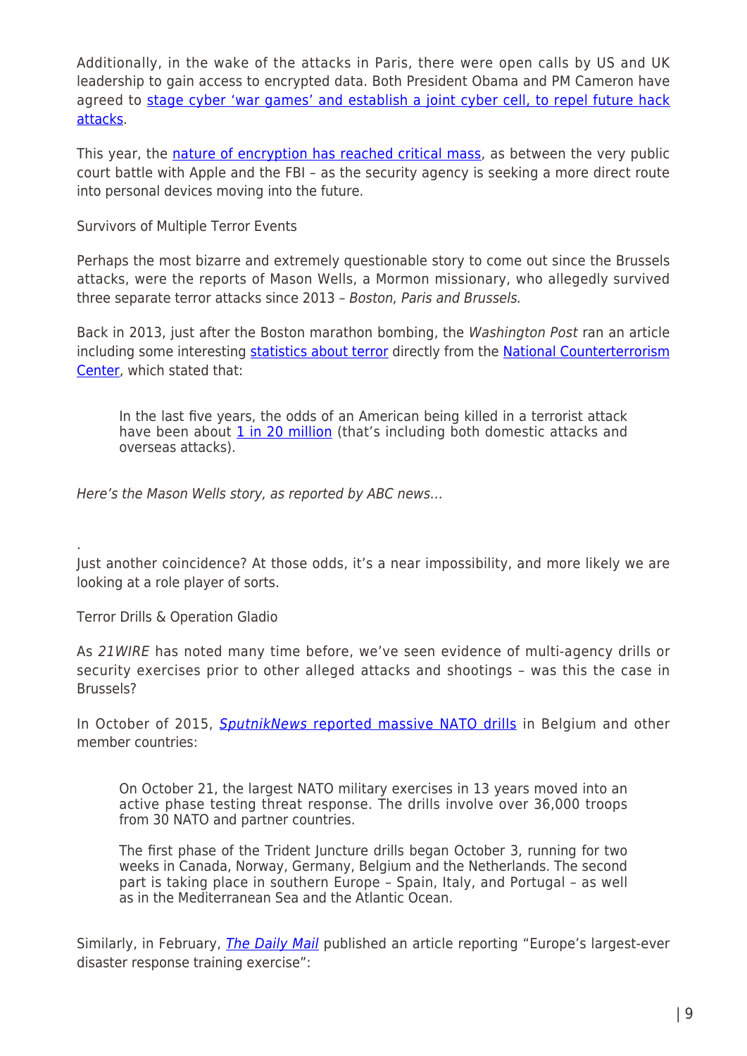Additionally, in the wake of the attacks in Paris, there were open calls by US and UK leadership to gain access to encrypted data. Both President Obama and PM Cameron have agreed to stage cyber 'war games' and establish a joint cyber cell, to repel future hack attacks.

This year, the nature of encryption has reached critical mass, as between the very public court battle with Apple and the FBI – as the security agency is seeking a more direct route into personal devices moving into the future.

Survivors of Multiple Terror Events

Perhaps the most bizarre and extremely questionable story to come out since the Brussels attacks, were the reports of Mason Wells, a Mormon missionary, who allegedly survived three separate terror attacks since 2013 – *Boston, Paris and Brussels.*

Back in 2013, just after the Boston marathon bombing, the *Washington Post* ran an article including some interesting statistics about terror directly from the National Counterterrorism Center, which stated that:

> In the last five years, the odds of an American being killed in a terrorist attack have been about 1 in 20 million (that's including both domestic attacks and overseas attacks).

*Here's the Mason Wells story, as reported by ABC news…*

.

Just another coincidence? At those odds, it's a near impossibility, and more likely we are looking at a role player of sorts.

Terror Drills & Operation Gladio

As *21WIRE* has noted many time before, we've seen evidence of multi-agency drills or security exercises prior to other alleged attacks and shootings – was this the case in Brussels?

In October of 2015, *SputnikNews* reported massive NATO drills in Belgium and other member countries:

> On October 21, the largest NATO military exercises in 13 years moved into an active phase testing threat response. The drills involve over 36,000 troops from 30 NATO and partner countries.
>
> The first phase of the Trident Juncture drills began October 3, running for two weeks in Canada, Norway, Germany, Belgium and the Netherlands. The second part is taking place in southern Europe – Spain, Italy, and Portugal – as well as in the Mediterranean Sea and the Atlantic Ocean.

Similarly, in February, *The Daily Mail* published an article reporting "Europe's largest-ever disaster response training exercise":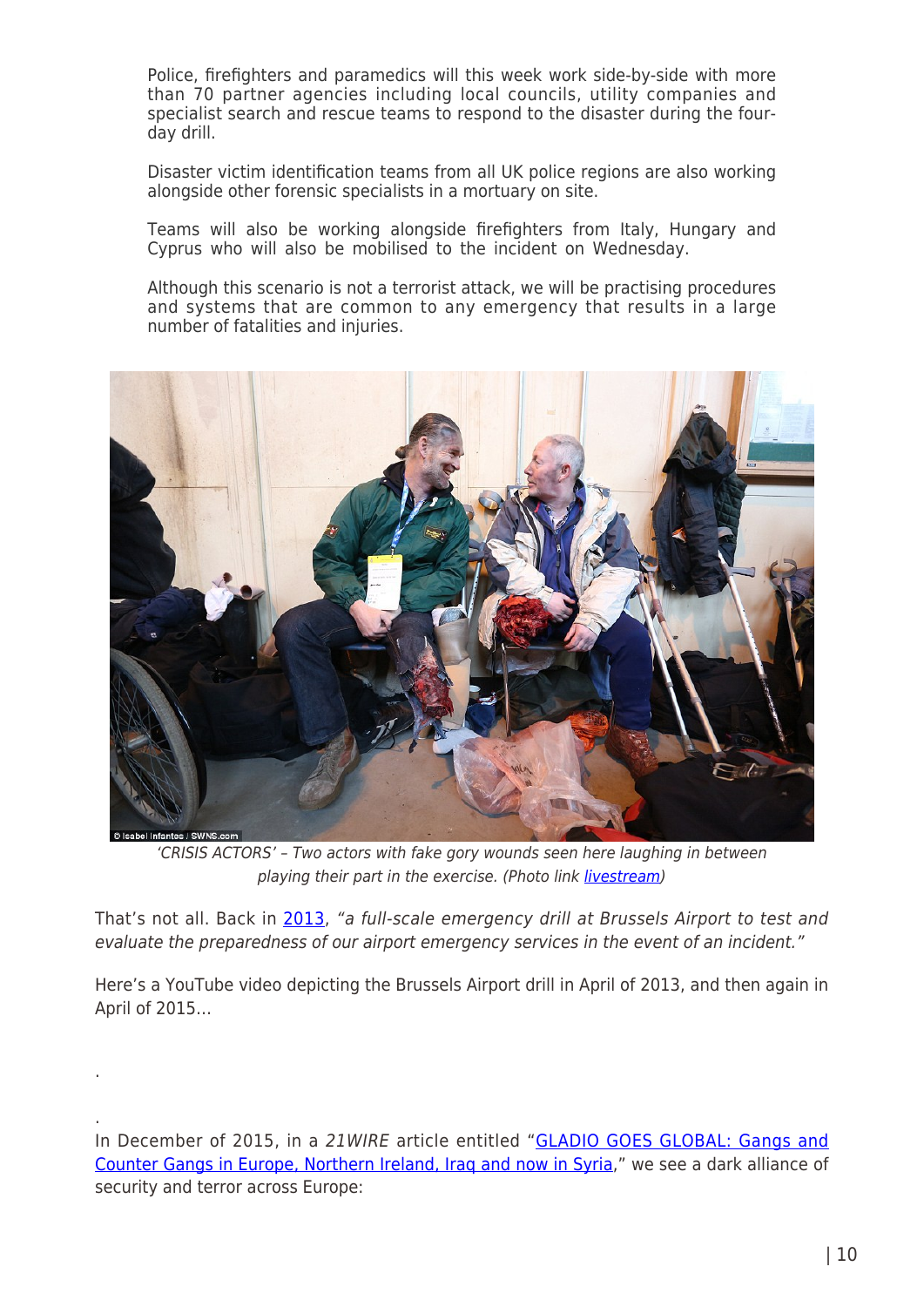> Police, firefighters and paramedics will this week work side-by-side with more than 70 partner agencies including local councils, utility companies and specialist search and rescue teams to respond to the disaster during the four-day drill.
>
> Disaster victim identification teams from all UK police regions are also working alongside other forensic specialists in a mortuary on site.
>
> Teams will also be working alongside firefighters from Italy, Hungary and Cyprus who will also be mobilised to the incident on Wednesday.
>
> Although this scenario is not a terrorist attack, we will be practising procedures and systems that are common to any emergency that results in a large number of fatalities and injuries.

© Isabel Infantes / SWNS.com

*'CRISIS ACTORS' – Two actors with fake gory wounds seen here laughing in between playing their part in the exercise. (Photo link livestream)*

That's not all. Back in 2013, *"a full-scale emergency drill at Brussels Airport to test and evaluate the preparedness of our airport emergency services in the event of an incident."*

Here's a YouTube video depicting the Brussels Airport drill in April of 2013, and then again in April of 2015…

.

.

In December of 2015, in a *21WIRE* article entitled "GLADIO GOES GLOBAL: Gangs and Counter Gangs in Europe, Northern Ireland, Iraq and now in Syria," we see a dark alliance of security and terror across Europe: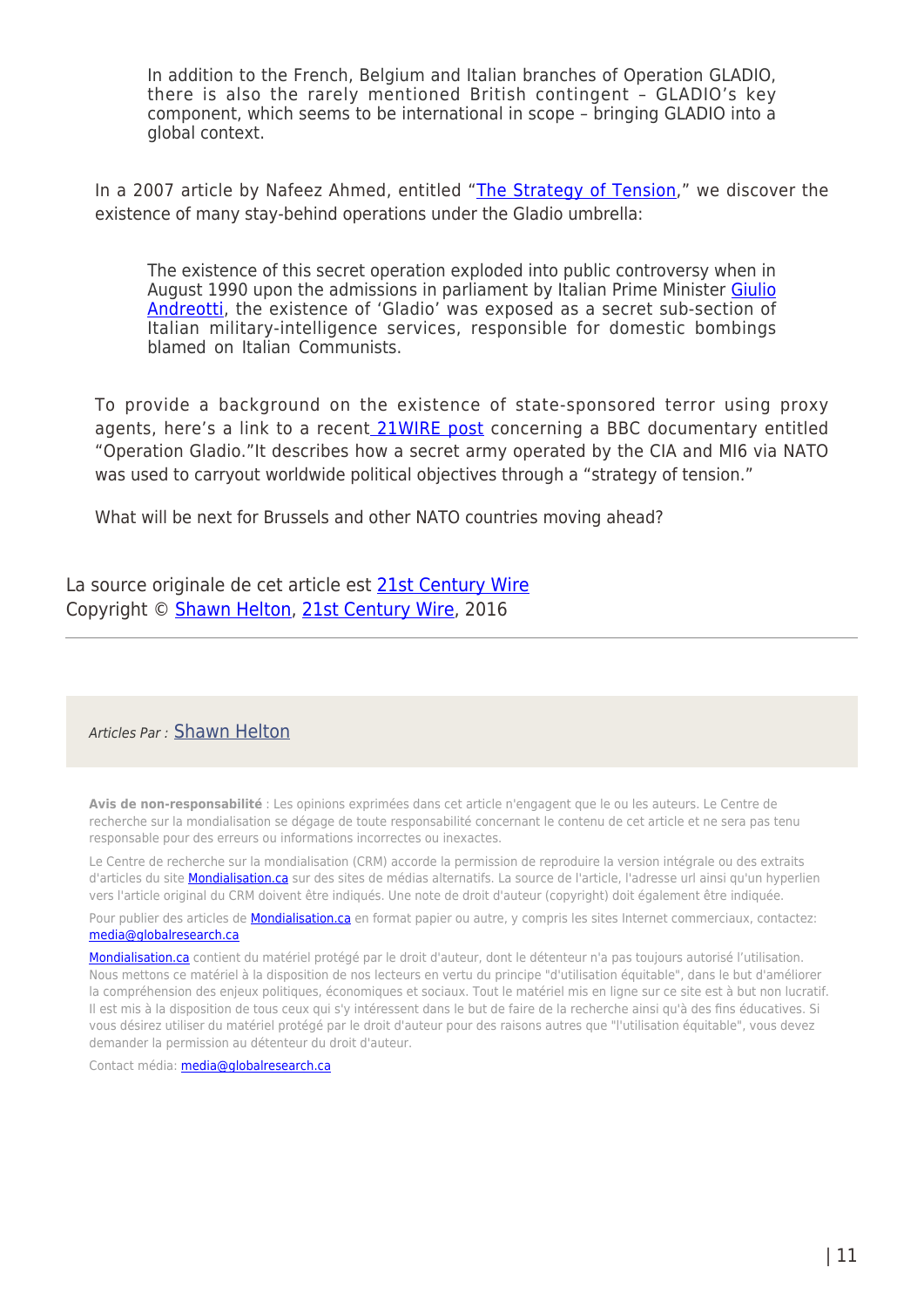> In addition to the French, Belgium and Italian branches of Operation GLADIO, there is also the rarely mentioned British contingent – GLADIO's key component, which seems to be international in scope – bringing GLADIO into a global context.

In a 2007 article by Nafeez Ahmed, entitled "[The Strategy of Tension](#)," we discover the existence of many stay-behind operations under the Gladio umbrella:

> The existence of this secret operation exploded into public controversy when in August 1990 upon the admissions in parliament by Italian Prime Minister [Giulio Andreotti](#), the existence of 'Gladio' was exposed as a secret sub-section of Italian military-intelligence services, responsible for domestic bombings blamed on Italian Communists.

To provide a background on the existence of state-sponsored terror using proxy agents, here's a link to a recent [21WIRE post](#) concerning a BBC documentary entitled "Operation Gladio."It describes how a secret army operated by the CIA and MI6 via NATO was used to carryout worldwide political objectives through a "strategy of tension."

What will be next for Brussels and other NATO countries moving ahead?

La source originale de cet article est [21st Century Wire](#)
Copyright © [Shawn Helton](#), [21st Century Wire](#), 2016

---

*Articles Par :* [Shawn Helton](#)

**Avis de non-responsabilité** : Les opinions exprimées dans cet article n'engagent que le ou les auteurs. Le Centre de recherche sur la mondialisation se dégage de toute responsabilité concernant le contenu de cet article et ne sera pas tenu responsable pour des erreurs ou informations incorrectes ou inexactes.

Le Centre de recherche sur la mondialisation (CRM) accorde la permission de reproduire la version intégrale ou des extraits d'articles du site [Mondialisation.ca](#) sur des sites de médias alternatifs. La source de l'article, l'adresse url ainsi qu'un hyperlien vers l'article original du CRM doivent être indiqués. Une note de droit d'auteur (copyright) doit également être indiquée.

Pour publier des articles de [Mondialisation.ca](#) en format papier ou autre, y compris les sites Internet commerciaux, contactez: [media@globalresearch.ca](#)

[Mondialisation.ca](#) contient du matériel protégé par le droit d'auteur, dont le détenteur n'a pas toujours autorisé l'utilisation. Nous mettons ce matériel à la disposition de nos lecteurs en vertu du principe "d'utilisation équitable", dans le but d'améliorer la compréhension des enjeux politiques, économiques et sociaux. Tout le matériel mis en ligne sur ce site est à but non lucratif. Il est mis à la disposition de tous ceux qui s'y intéressent dans le but de faire de la recherche ainsi qu'à des fins éducatives. Si vous désirez utiliser du matériel protégé par le droit d'auteur pour des raisons autres que "l'utilisation équitable", vous devez demander la permission au détenteur du droit d'auteur.

Contact média: [media@globalresearch.ca](#)